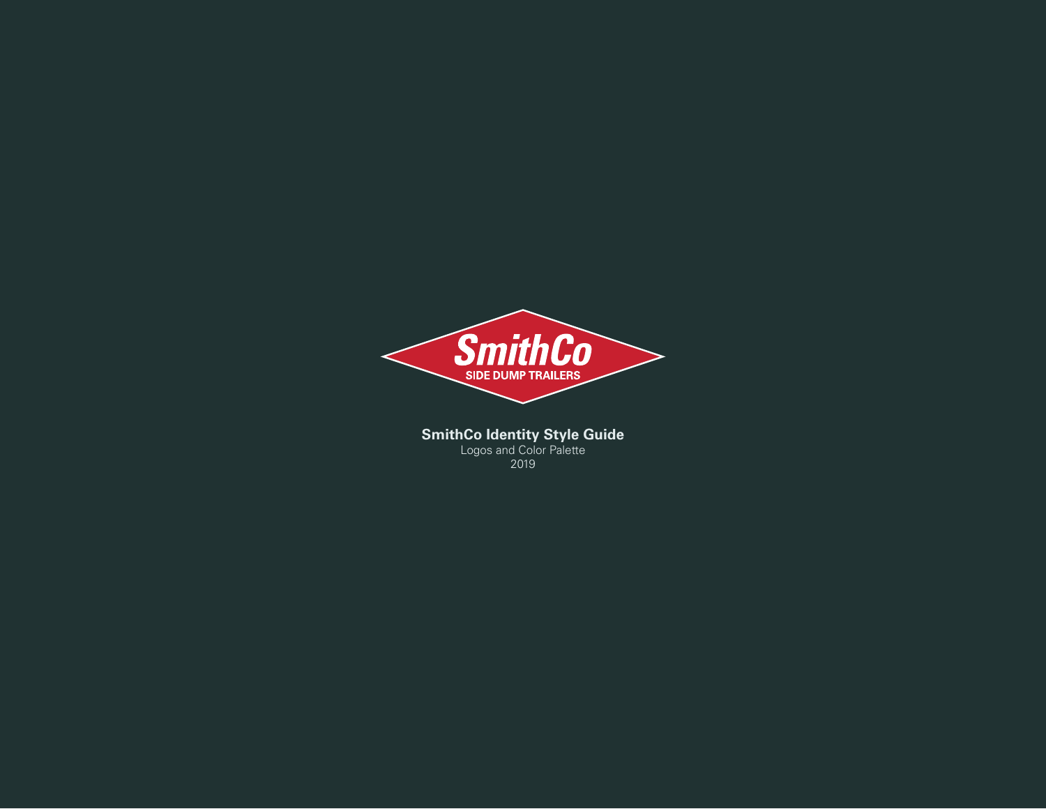SmithCo

SIDE DUMP TRAILERS

**SmithCo Identity Style Guide**

Logos and Color Palette

2019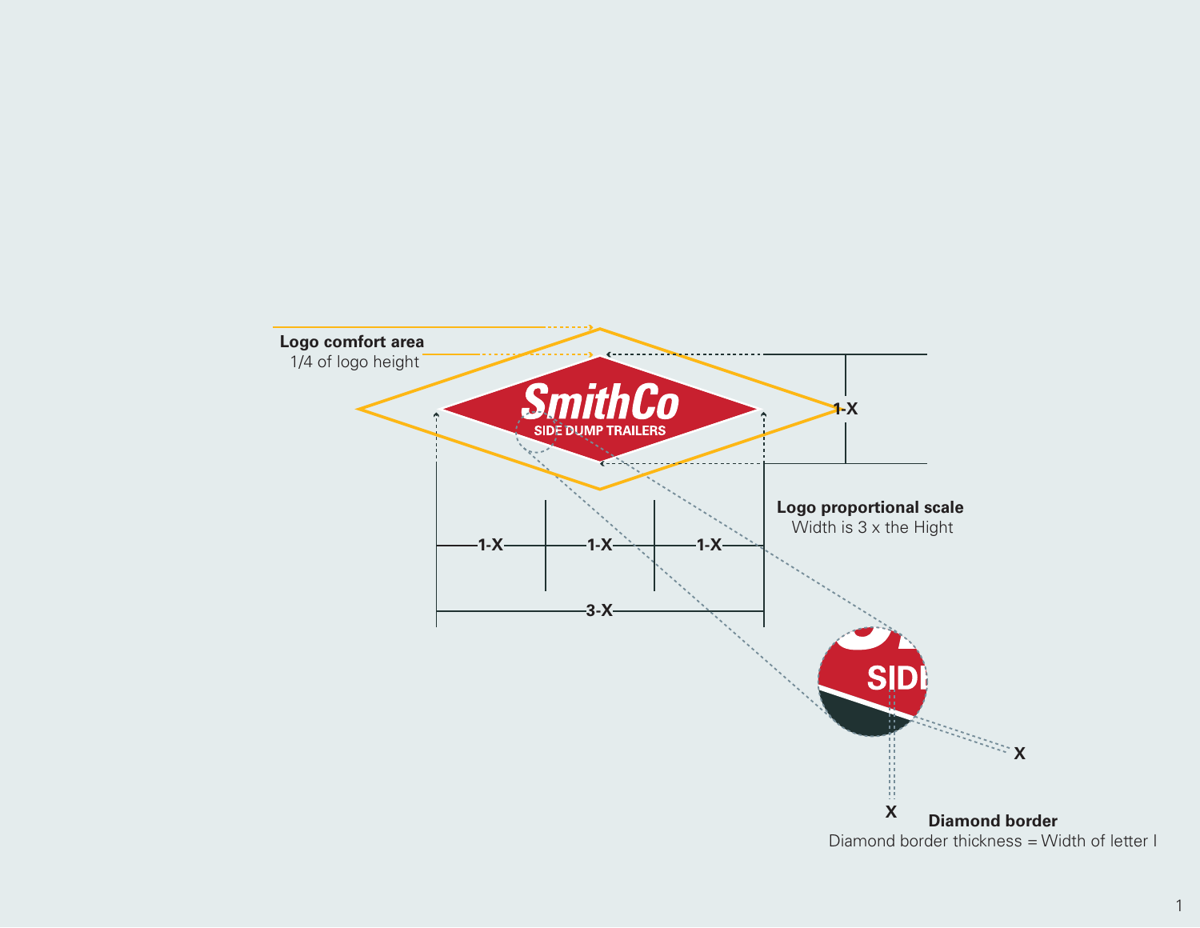**Logo comfort area**
1/4 of logo height

**Logo proportional scale**
Width is 3 x the Hight

**Diamond border**
Diamond border thickness = Width of letter I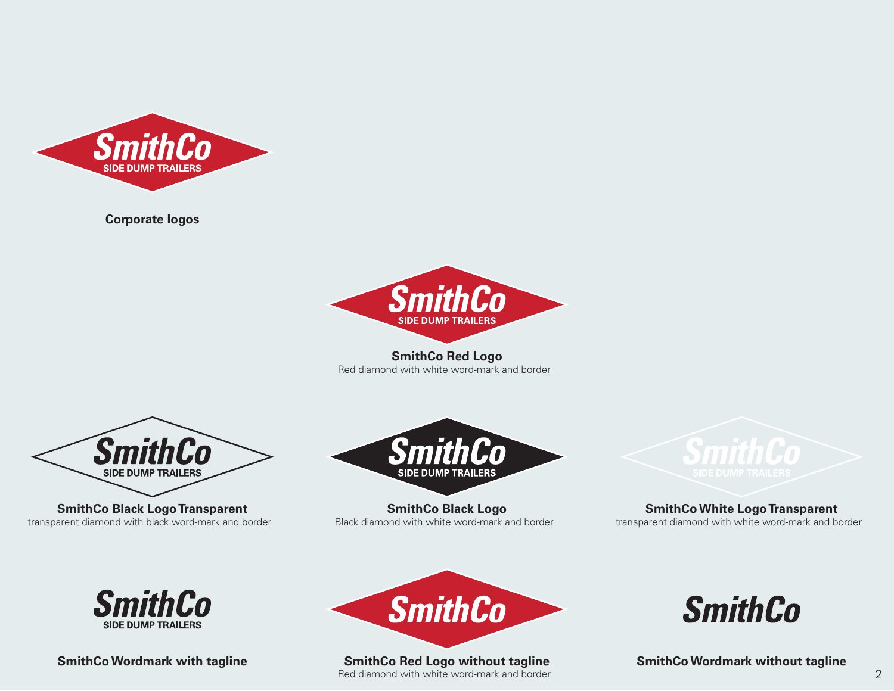SmithCo
SIDE DUMP TRAILERS

**Corporate logos**

SmithCo
SIDE DUMP TRAILERS

**SmithCo Red Logo**
Red diamond with white word-mark and border

SmithCo
SIDE DUMP TRAILERS

**SmithCo Black Logo Transparent**
transparent diamond with black word-mark and border

SmithCo
SIDE DUMP TRAILERS

**SmithCo Black Logo**
Black diamond with white word-mark and border

SmithCo
SIDE DUMP TRAILERS

**SmithCo White Logo Transparent**
transparent diamond with white word-mark and border

SmithCo
SIDE DUMP TRAILERS

**SmithCo Wordmark with tagline**

SmithCo

**SmithCo Red Logo without tagline**
Red diamond with white word-mark and border

SmithCo

**SmithCo Wordmark without tagline**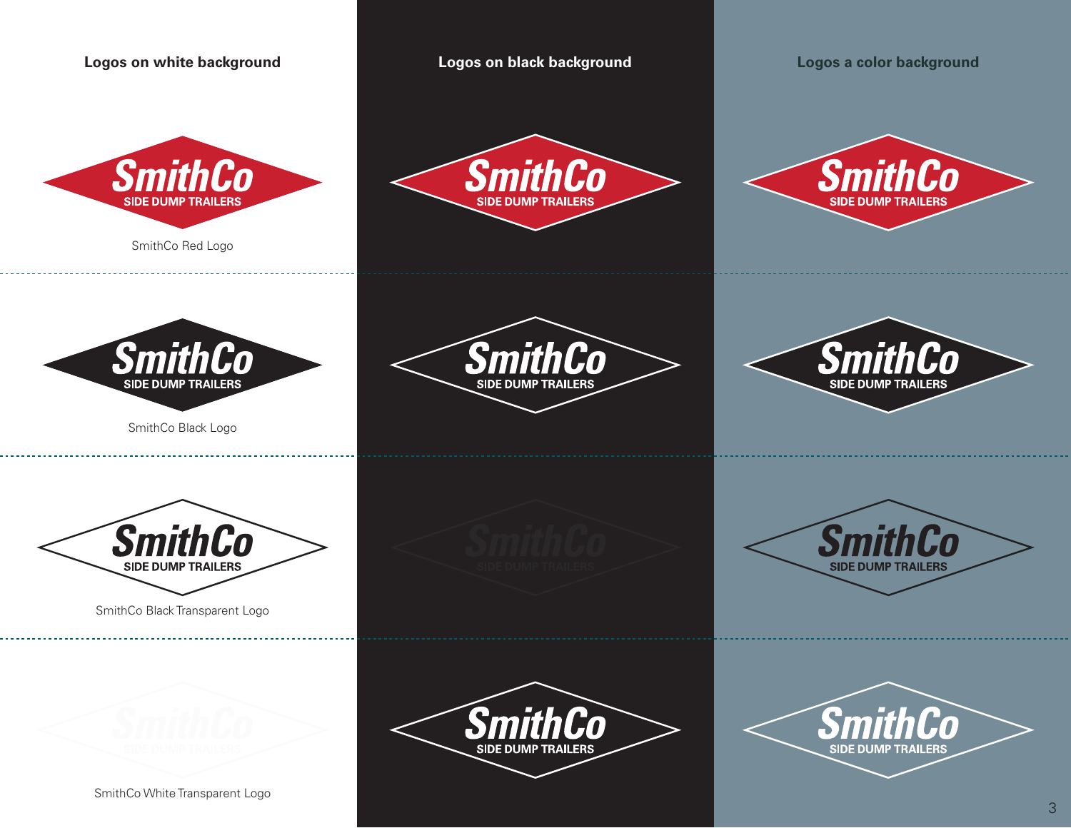**Logos on white background**

**Logos on black background**

**Logos a color background**

SmithCo
SIDE DUMP TRAILERS

SmithCo Red Logo

SmithCo
SIDE DUMP TRAILERS

SmithCo Black Logo

SmithCo
SIDE DUMP TRAILERS

SmithCo Black Transparent Logo

SmithCo
SIDE DUMP TRAILERS

SmithCo White Transparent Logo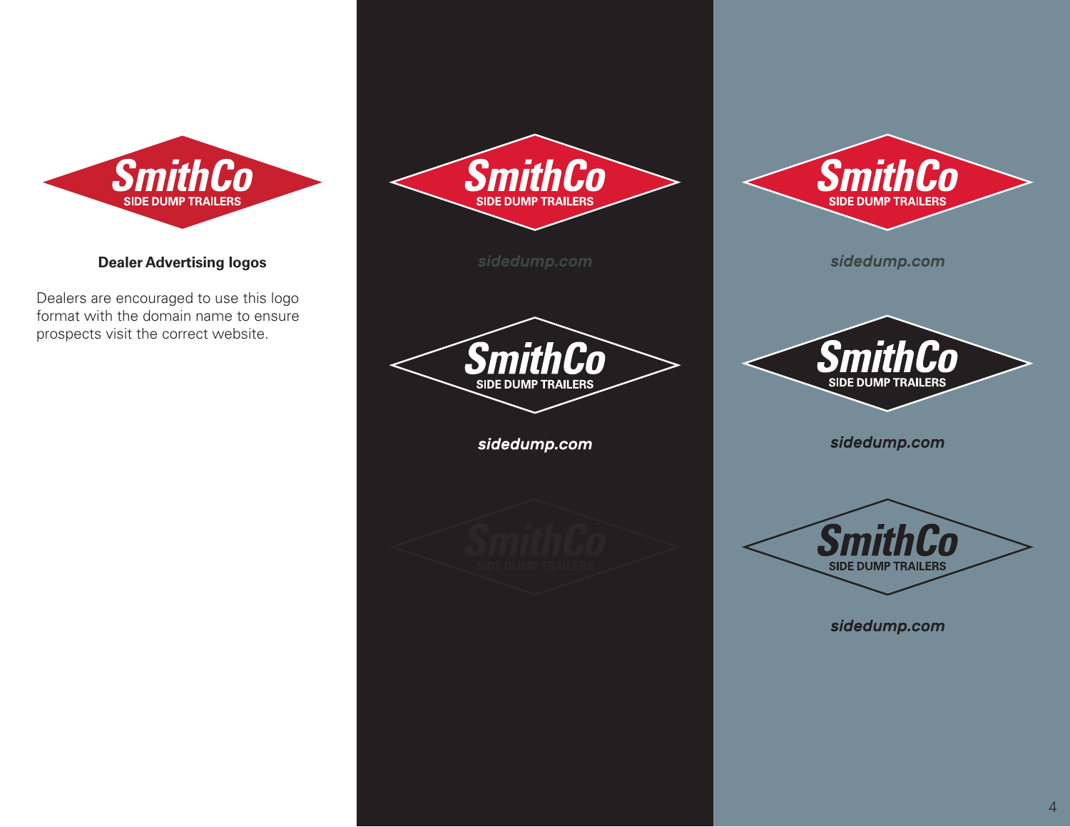**Dealer Advertising logos**

Dealers are encouraged to use this logo format with the domain name to ensure prospects visit the correct website.

SmithCo
SIDE DUMP TRAILERS

sidedump.com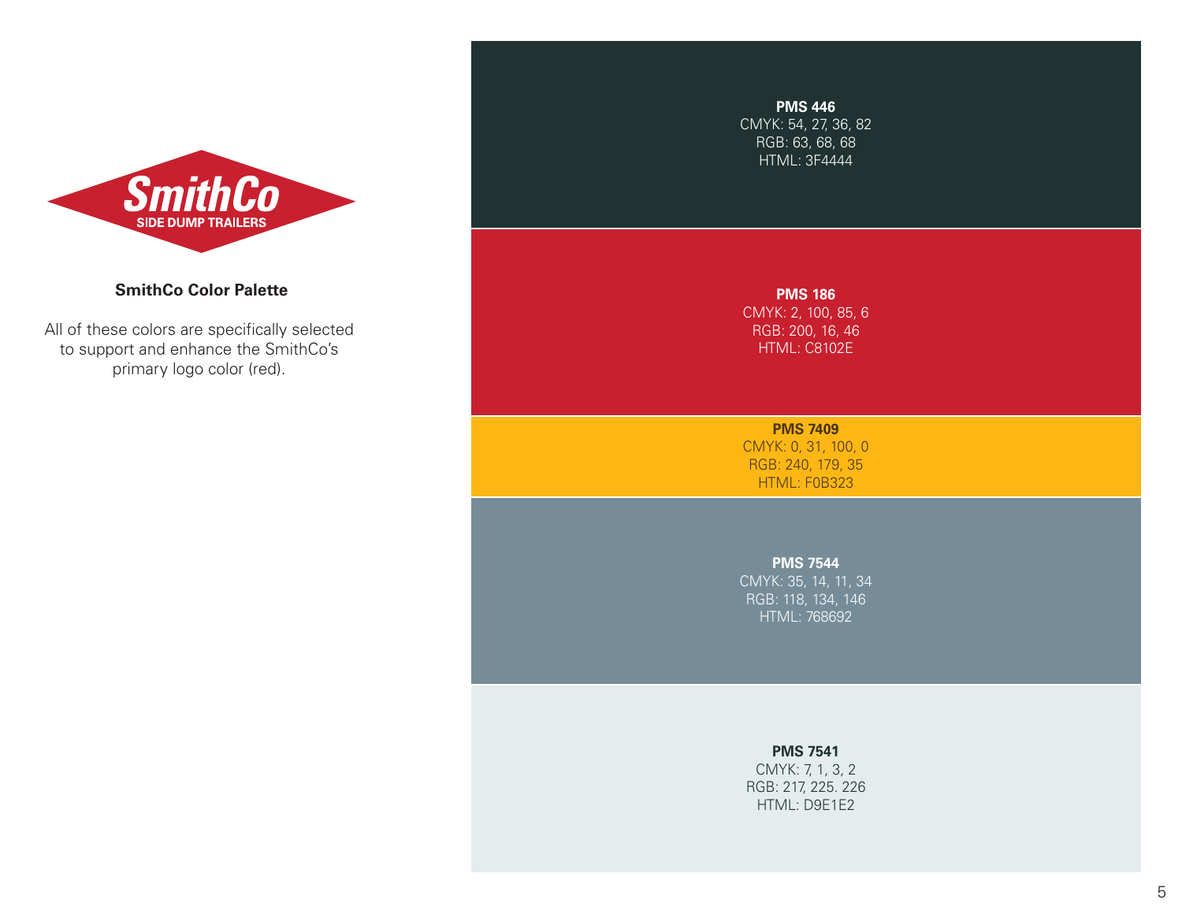SmithCo

SIDE DUMP TRAILERS

**SmithCo Color Palette**

All of these colors are specifically selected to support and enhance the SmithCo's primary logo color (red).

**PMS 446**
CMYK: 54, 27, 36, 82
RGB: 63, 68, 68
HTML: 3F4444

**PMS 186**
CMYK: 2, 100, 85, 6
RGB: 200, 16, 46
HTML: C8102E

**PMS 7409**
CMYK: 0, 31, 100, 0
RGB: 240, 179, 35
HTML: F0B323

**PMS 7544**
CMYK: 35, 14, 11, 34
RGB: 118, 134, 146
HTML: 768692

**PMS 7541**
CMYK: 7, 1, 3, 2
RGB: 217, 225. 226
HTML: D9E1E2